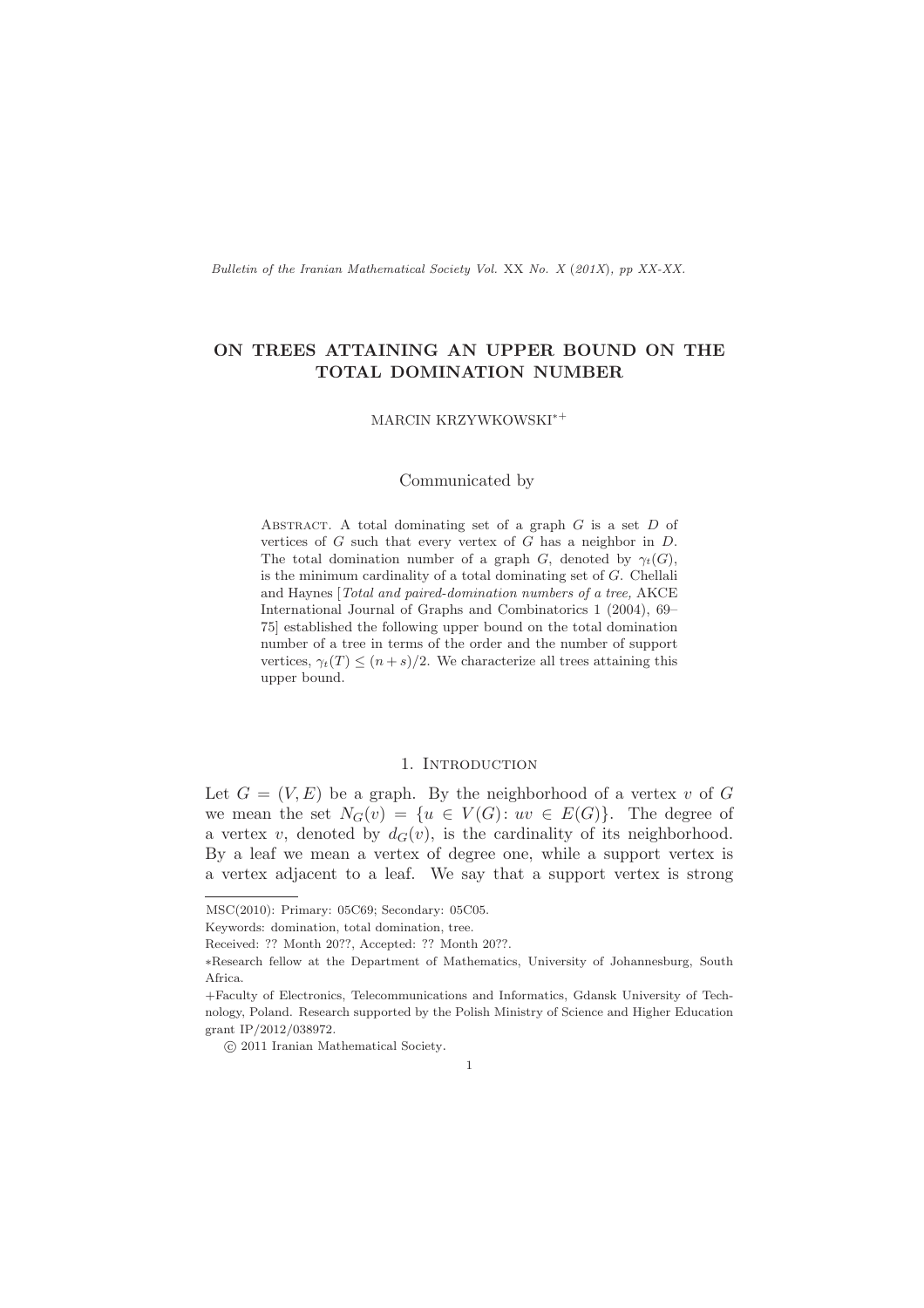# ON TREES ATTAINING AN UPPER BOUND ON THE TOTAL DOMINATION NUMBER

MARCIN KRZYWKOWSKI[∗+]

Communicated by

ABSTRACT. A total dominating set of a graph $G$ is a set $D$ of vertices of $G$ such that every vertex of $G$ has a neighbor in $D$. The total domination number of a graph $G$, denoted by $\gamma_t(G)$, is the minimum cardinality of a total dominating set of $G$. Chellali and Haynes [*Total and paired-domination numbers of a tree,* AKCE International Journal of Graphs and Combinatorics 1 (2004), 69–75] established the following upper bound on the total domination number of a tree in terms of the order and the number of support vertices, $\gamma_t(T) \le (n+s)/2$. We characterize all trees attaining this upper bound.

## 1. Introduction

Let $G = (V, E)$ be a graph. By the neighborhood of a vertex $v$ of $G$ we mean the set $N_G(v) = \{u \in V(G) \colon uv \in E(G)\}$. The degree of a vertex $v$, denoted by $d_G(v)$, is the cardinality of its neighborhood. By a leaf we mean a vertex of degree one, while a support vertex is a vertex adjacent to a leaf. We say that a support vertex is strong

MSC(2010): Primary: 05C69; Secondary: 05C05.

Keywords: domination, total domination, tree.

Received: ?? Month 20??, Accepted: ?? Month 20??.

∗Research fellow at the Department of Mathematics, University of Johannesburg, South Africa.

+Faculty of Electronics, Telecommunications and Informatics, Gdansk University of Technology, Poland. Research supported by the Polish Ministry of Science and Higher Education grant IP/2012/038972.

© 2011 Iranian Mathematical Society.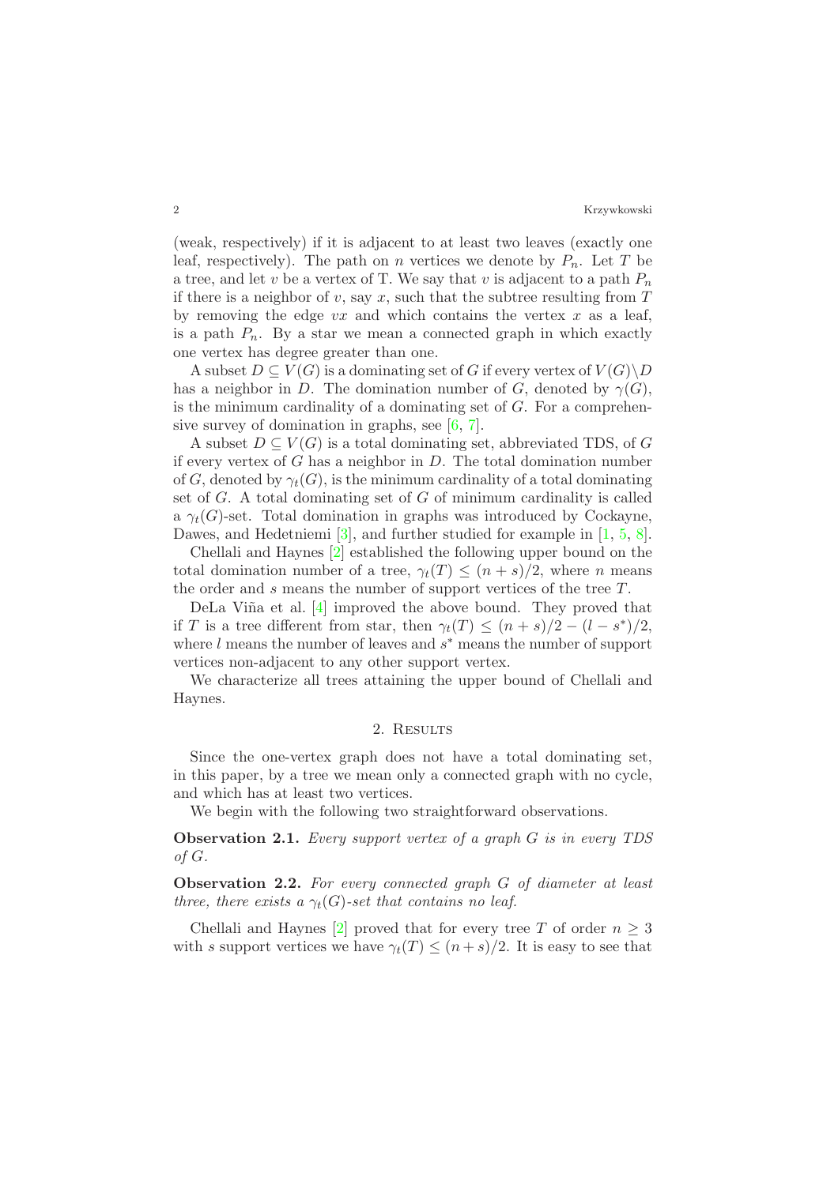(weak, respectively) if it is adjacent to at least two leaves (exactly one leaf, respectively). The path on $n$ vertices we denote by $P_n$. Let $T$ be a tree, and let $v$ be a vertex of T. We say that $v$ is adjacent to a path $P_n$ if there is a neighbor of $v$, say $x$, such that the subtree resulting from $T$ by removing the edge $vx$ and which contains the vertex $x$ as a leaf, is a path $P_n$. By a star we mean a connected graph in which exactly one vertex has degree greater than one.

A subset $D \subseteq V(G)$ is a dominating set of $G$ if every vertex of $V(G) \setminus D$ has a neighbor in $D$. The domination number of $G$, denoted by $\gamma(G)$, is the minimum cardinality of a dominating set of $G$. For a comprehensive survey of domination in graphs, see [6, 7].

A subset $D \subseteq V(G)$ is a total dominating set, abbreviated TDS, of $G$ if every vertex of $G$ has a neighbor in $D$. The total domination number of $G$, denoted by $\gamma_t(G)$, is the minimum cardinality of a total dominating set of $G$. A total dominating set of $G$ of minimum cardinality is called a $\gamma_t(G)$-set. Total domination in graphs was introduced by Cockayne, Dawes, and Hedetniemi [3], and further studied for example in [1, 5, 8].

Chellali and Haynes [2] established the following upper bound on the total domination number of a tree, $\gamma_t(T) \leq (n+s)/2$, where $n$ means the order and $s$ means the number of support vertices of the tree $T$.

DeLa Viña et al. [4] improved the above bound. They proved that if $T$ is a tree different from star, then $\gamma_t(T) \leq (n+s)/2 - (l-s^*)/2$, where $l$ means the number of leaves and $s^*$ means the number of support vertices non-adjacent to any other support vertex.

We characterize all trees attaining the upper bound of Chellali and Haynes.

## 2. Results

Since the one-vertex graph does not have a total dominating set, in this paper, by a tree we mean only a connected graph with no cycle, and which has at least two vertices.

We begin with the following two straightforward observations.

**Observation 2.1.** *Every support vertex of a graph $G$ is in every TDS of $G$.*

**Observation 2.2.** *For every connected graph $G$ of diameter at least three, there exists a $\gamma_t(G)$-set that contains no leaf.*

Chellali and Haynes [2] proved that for every tree $T$ of order $n \geq 3$ with $s$ support vertices we have $\gamma_t(T) \leq (n+s)/2$. It is easy to see that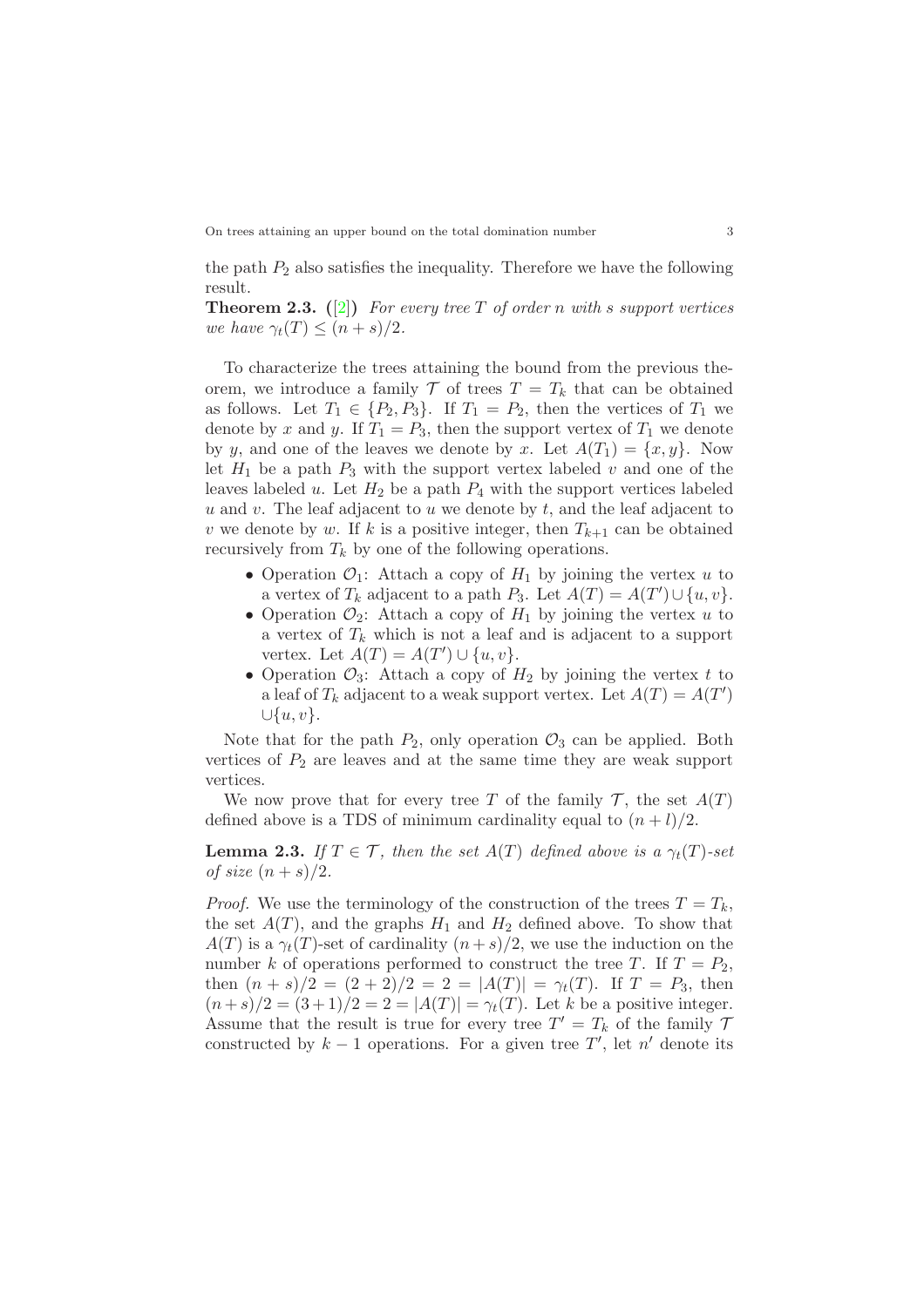the path $P_2$ also satisfies the inequality. Therefore we have the following result.

**Theorem 2.3.** ([2]) *For every tree $T$ of order $n$ with $s$ support vertices we have $\gamma_t(T) \leq (n+s)/2$.*

To characterize the trees attaining the bound from the previous theorem, we introduce a family $\mathcal{T}$ of trees $T = T_k$ that can be obtained as follows. Let $T_1 \in \{P_2, P_3\}$. If $T_1 = P_2$, then the vertices of $T_1$ we denote by $x$ and $y$. If $T_1 = P_3$, then the support vertex of $T_1$ we denote by $y$, and one of the leaves we denote by $x$. Let $A(T_1) = \{x, y\}$. Now let $H_1$ be a path $P_3$ with the support vertex labeled $v$ and one of the leaves labeled $u$. Let $H_2$ be a path $P_4$ with the support vertices labeled $u$ and $v$. The leaf adjacent to $u$ we denote by $t$, and the leaf adjacent to $v$ we denote by $w$. If $k$ is a positive integer, then $T_{k+1}$ can be obtained recursively from $T_k$ by one of the following operations.

- Operation $\mathcal{O}_1$: Attach a copy of $H_1$ by joining the vertex $u$ to a vertex of $T_k$ adjacent to a path $P_3$. Let $A(T) = A(T') \cup \{u, v\}$.
- Operation $\mathcal{O}_2$: Attach a copy of $H_1$ by joining the vertex $u$ to a vertex of $T_k$ which is not a leaf and is adjacent to a support vertex. Let $A(T) = A(T') \cup \{u, v\}$.
- Operation $\mathcal{O}_3$: Attach a copy of $H_2$ by joining the vertex $t$ to a leaf of $T_k$ adjacent to a weak support vertex. Let $A(T) = A(T')$ $\cup \{u, v\}$.

Note that for the path $P_2$, only operation $\mathcal{O}_3$ can be applied. Both vertices of $P_2$ are leaves and at the same time they are weak support vertices.

We now prove that for every tree $T$ of the family $\mathcal{T}$, the set $A(T)$ defined above is a TDS of minimum cardinality equal to $(n+l)/2$.

**Lemma 2.3.** *If $T \in \mathcal{T}$, then the set $A(T)$ defined above is a $\gamma_t(T)$-set of size $(n+s)/2$.*

*Proof.* We use the terminology of the construction of the trees $T = T_k$, the set $A(T)$, and the graphs $H_1$ and $H_2$ defined above. To show that $A(T)$ is a $\gamma_t(T)$-set of cardinality $(n+s)/2$, we use the induction on the number $k$ of operations performed to construct the tree $T$. If $T = P_2$, then $(n+s)/2 = (2+2)/2 = 2 = |A(T)| = \gamma_t(T)$. If $T = P_3$, then $(n+s)/2 = (3+1)/2 = 2 = |A(T)| = \gamma_t(T)$. Let $k$ be a positive integer. Assume that the result is true for every tree $T' = T_k$ of the family $\mathcal{T}$ constructed by $k-1$ operations. For a given tree $T'$, let $n'$ denote its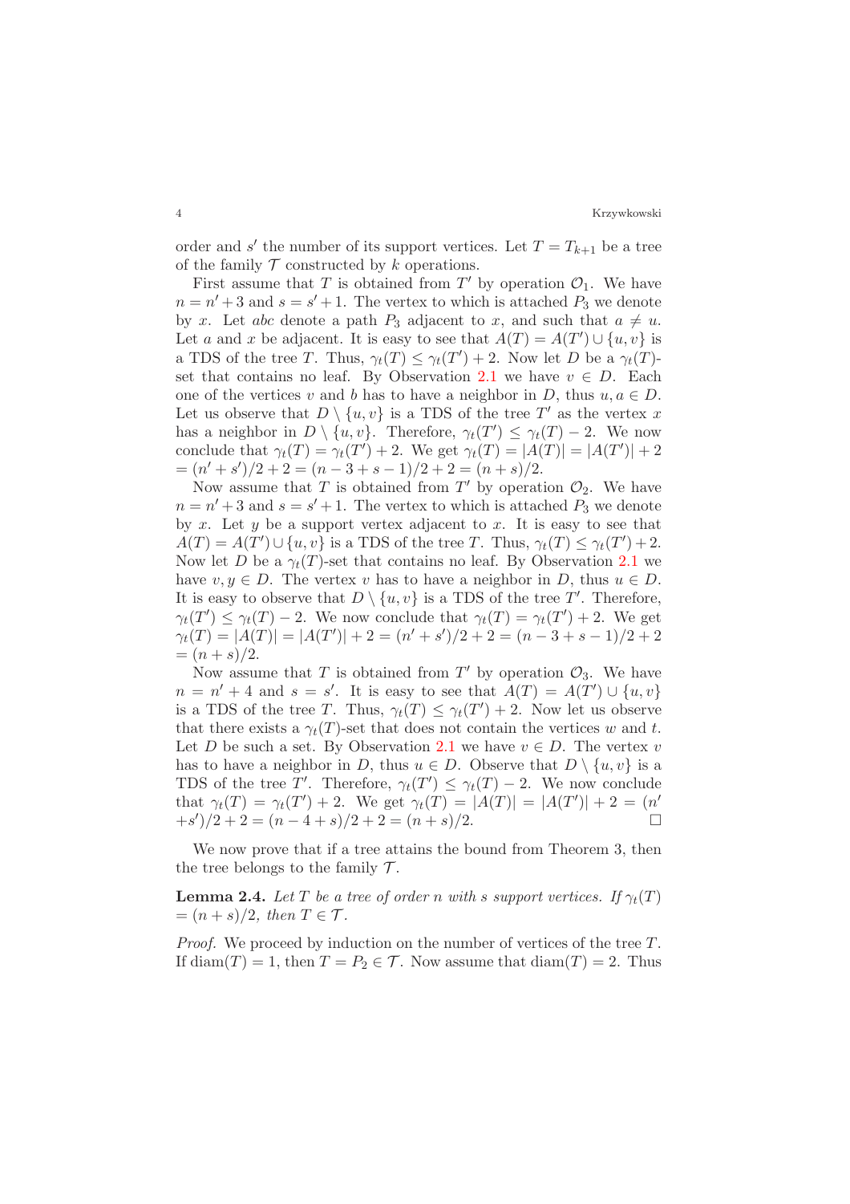order and $s'$ the number of its support vertices. Let $T = T_{k+1}$ be a tree of the family $\mathcal{T}$ constructed by $k$ operations.

First assume that $T$ is obtained from $T'$ by operation $\mathcal{O}_1$. We have $n = n' + 3$ and $s = s' + 1$. The vertex to which is attached $P_3$ we denote by $x$. Let $abc$ denote a path $P_3$ adjacent to $x$, and such that $a \neq u$. Let $a$ and $x$ be adjacent. It is easy to see that $A(T) = A(T') \cup \{u, v\}$ is a TDS of the tree $T$. Thus, $\gamma_t(T) \leq \gamma_t(T') + 2$. Now let $D$ be a $\gamma_t(T)$-set that contains no leaf. By Observation 2.1 we have $v \in D$. Each one of the vertices $v$ and $b$ has to have a neighbor in $D$, thus $u, a \in D$. Let us observe that $D \setminus \{u, v\}$ is a TDS of the tree $T'$ as the vertex $x$ has a neighbor in $D \setminus \{u, v\}$. Therefore, $\gamma_t(T') \leq \gamma_t(T) - 2$. We now conclude that $\gamma_t(T) = \gamma_t(T') + 2$. We get $\gamma_t(T) = |A(T)| = |A(T')| + 2 = (n' + s')/2 + 2 = (n - 3 + s - 1)/2 + 2 = (n + s)/2$.

Now assume that $T$ is obtained from $T'$ by operation $\mathcal{O}_2$. We have $n = n' + 3$ and $s = s' + 1$. The vertex to which is attached $P_3$ we denote by $x$. Let $y$ be a support vertex adjacent to $x$. It is easy to see that $A(T) = A(T') \cup \{u, v\}$ is a TDS of the tree $T$. Thus, $\gamma_t(T) \leq \gamma_t(T') + 2$. Now let $D$ be a $\gamma_t(T)$-set that contains no leaf. By Observation 2.1 we have $v, y \in D$. The vertex $v$ has to have a neighbor in $D$, thus $u \in D$. It is easy to observe that $D \setminus \{u, v\}$ is a TDS of the tree $T'$. Therefore, $\gamma_t(T') \leq \gamma_t(T) - 2$. We now conclude that $\gamma_t(T) = \gamma_t(T') + 2$. We get $\gamma_t(T) = |A(T)| = |A(T')| + 2 = (n' + s')/2 + 2 = (n - 3 + s - 1)/2 + 2 = (n + s)/2$.

Now assume that $T$ is obtained from $T'$ by operation $\mathcal{O}_3$. We have $n = n' + 4$ and $s = s'$. It is easy to see that $A(T) = A(T') \cup \{u, v\}$ is a TDS of the tree $T$. Thus, $\gamma_t(T) \leq \gamma_t(T') + 2$. Now let us observe that there exists a $\gamma_t(T)$-set that does not contain the vertices $w$ and $t$. Let $D$ be such a set. By Observation 2.1 we have $v \in D$. The vertex $v$ has to have a neighbor in $D$, thus $u \in D$. Observe that $D \setminus \{u, v\}$ is a TDS of the tree $T'$. Therefore, $\gamma_t(T') \leq \gamma_t(T) - 2$. We now conclude that $\gamma_t(T) = \gamma_t(T') + 2$. We get $\gamma_t(T) = |A(T)| = |A(T')| + 2 = (n' + s')/2 + 2 = (n - 4 + s)/2 + 2 = (n + s)/2$. $\square$

We now prove that if a tree attains the bound from Theorem 3, then the tree belongs to the family $\mathcal{T}$.

**Lemma 2.4.** *Let $T$ be a tree of order $n$ with $s$ support vertices. If $\gamma_t(T) = (n + s)/2$, then $T \in \mathcal{T}$.*

*Proof.* We proceed by induction on the number of vertices of the tree $T$. If $\operatorname{diam}(T) = 1$, then $T = P_2 \in \mathcal{T}$. Now assume that $\operatorname{diam}(T) = 2$. Thus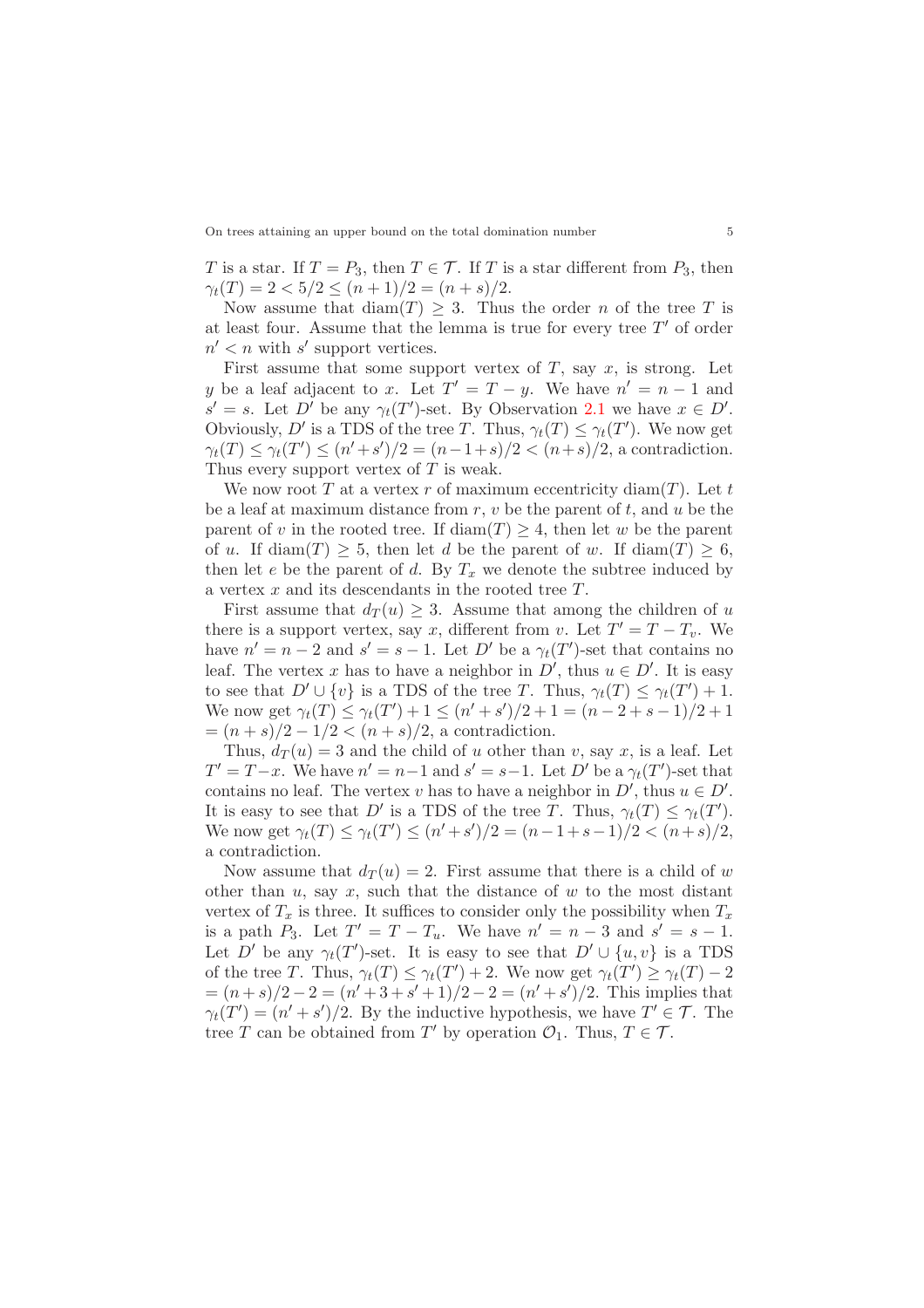$T$ is a star. If $T = P_3$, then $T \in \mathcal{T}$. If $T$ is a star different from $P_3$, then $\gamma_t(T) = 2 < 5/2 \leq (n+1)/2 = (n+s)/2$.

Now assume that $\mathrm{diam}(T) \geq 3$. Thus the order $n$ of the tree $T$ is at least four. Assume that the lemma is true for every tree $T'$ of order $n' < n$ with $s'$ support vertices.

First assume that some support vertex of $T$, say $x$, is strong. Let $y$ be a leaf adjacent to $x$. Let $T' = T - y$. We have $n' = n - 1$ and $s' = s$. Let $D'$ be any $\gamma_t(T')$-set. By Observation 2.1 we have $x \in D'$. Obviously, $D'$ is a TDS of the tree $T$. Thus, $\gamma_t(T) \leq \gamma_t(T')$. We now get $\gamma_t(T) \leq \gamma_t(T') \leq (n'+s')/2 = (n-1+s)/2 < (n+s)/2$, a contradiction. Thus every support vertex of $T$ is weak.

We now root $T$ at a vertex $r$ of maximum eccentricity $\mathrm{diam}(T)$. Let $t$ be a leaf at maximum distance from $r$, $v$ be the parent of $t$, and $u$ be the parent of $v$ in the rooted tree. If $\mathrm{diam}(T) \geq 4$, then let $w$ be the parent of $u$. If $\mathrm{diam}(T) \geq 5$, then let $d$ be the parent of $w$. If $\mathrm{diam}(T) \geq 6$, then let $e$ be the parent of $d$. By $T_x$ we denote the subtree induced by a vertex $x$ and its descendants in the rooted tree $T$.

First assume that $d_T(u) \geq 3$. Assume that among the children of $u$ there is a support vertex, say $x$, different from $v$. Let $T' = T - T_v$. We have $n' = n - 2$ and $s' = s - 1$. Let $D'$ be a $\gamma_t(T')$-set that contains no leaf. The vertex $x$ has to have a neighbor in $D'$, thus $u \in D'$. It is easy to see that $D' \cup \{v\}$ is a TDS of the tree $T$. Thus, $\gamma_t(T) \leq \gamma_t(T') + 1$. We now get $\gamma_t(T) \leq \gamma_t(T') + 1 \leq (n'+s')/2 + 1 = (n-2+s-1)/2 + 1 = (n+s)/2 - 1/2 < (n+s)/2$, a contradiction.

Thus, $d_T(u) = 3$ and the child of $u$ other than $v$, say $x$, is a leaf. Let $T' = T - x$. We have $n' = n - 1$ and $s' = s - 1$. Let $D'$ be a $\gamma_t(T')$-set that contains no leaf. The vertex $v$ has to have a neighbor in $D'$, thus $u \in D'$. It is easy to see that $D'$ is a TDS of the tree $T$. Thus, $\gamma_t(T) \leq \gamma_t(T')$. We now get $\gamma_t(T) \leq \gamma_t(T') \leq (n'+s')/2 = (n-1+s-1)/2 < (n+s)/2$, a contradiction.

Now assume that $d_T(u) = 2$. First assume that there is a child of $w$ other than $u$, say $x$, such that the distance of $w$ to the most distant vertex of $T_x$ is three. It suffices to consider only the possibility when $T_x$ is a path $P_3$. Let $T' = T - T_u$. We have $n' = n - 3$ and $s' = s - 1$. Let $D'$ be any $\gamma_t(T')$-set. It is easy to see that $D' \cup \{u, v\}$ is a TDS of the tree $T$. Thus, $\gamma_t(T) \leq \gamma_t(T') + 2$. We now get $\gamma_t(T') \geq \gamma_t(T) - 2 = (n+s)/2 - 2 = (n'+3+s'+1)/2 - 2 = (n'+s')/2$. This implies that $\gamma_t(T') = (n'+s')/2$. By the inductive hypothesis, we have $T' \in \mathcal{T}$. The tree $T$ can be obtained from $T'$ by operation $\mathcal{O}_1$. Thus, $T \in \mathcal{T}$.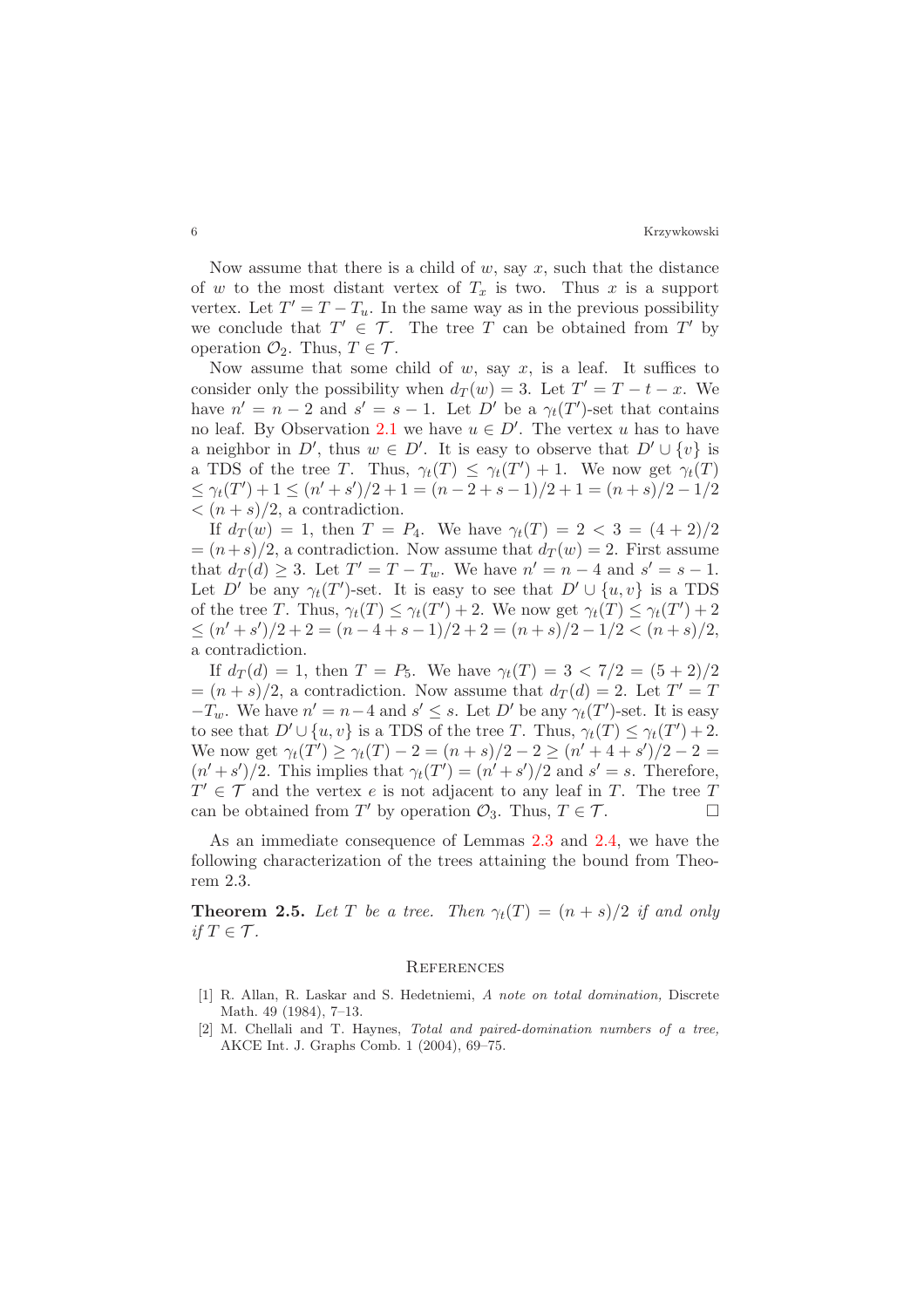Now assume that there is a child of $w$, say $x$, such that the distance of $w$ to the most distant vertex of $T_x$ is two. Thus $x$ is a support vertex. Let $T' = T - T_u$. In the same way as in the previous possibility we conclude that $T' \in \mathcal{T}$. The tree $T$ can be obtained from $T'$ by operation $\mathcal{O}_2$. Thus, $T \in \mathcal{T}$.

Now assume that some child of $w$, say $x$, is a leaf. It suffices to consider only the possibility when $d_T(w) = 3$. Let $T' = T - t - x$. We have $n' = n - 2$ and $s' = s - 1$. Let $D'$ be a $\gamma_t(T')$-set that contains no leaf. By Observation 2.1 we have $u \in D'$. The vertex $u$ has to have a neighbor in $D'$, thus $w \in D'$. It is easy to observe that $D' \cup \{v\}$ is a TDS of the tree $T$. Thus, $\gamma_t(T) \leq \gamma_t(T') + 1$. We now get $\gamma_t(T) \leq \gamma_t(T') + 1 \leq (n' + s')/2 + 1 = (n - 2 + s - 1)/2 + 1 = (n + s)/2 - 1/2 < (n + s)/2$, a contradiction.

If $d_T(w) = 1$, then $T = P_4$. We have $\gamma_t(T) = 2 < 3 = (4 + 2)/2 = (n + s)/2$, a contradiction. Now assume that $d_T(w) = 2$. First assume that $d_T(d) \geq 3$. Let $T' = T - T_w$. We have $n' = n - 4$ and $s' = s - 1$. Let $D'$ be any $\gamma_t(T')$-set. It is easy to see that $D' \cup \{u, v\}$ is a TDS of the tree $T$. Thus, $\gamma_t(T) \leq \gamma_t(T') + 2$. We now get $\gamma_t(T) \leq \gamma_t(T') + 2 \leq (n' + s')/2 + 2 = (n - 4 + s - 1)/2 + 2 = (n + s)/2 - 1/2 < (n + s)/2$, a contradiction.

If $d_T(d) = 1$, then $T = P_5$. We have $\gamma_t(T) = 3 < 7/2 = (5 + 2)/2 = (n + s)/2$, a contradiction. Now assume that $d_T(d) = 2$. Let $T' = T - T_w$. We have $n' = n - 4$ and $s' \leq s$. Let $D'$ be any $\gamma_t(T')$-set. It is easy to see that $D' \cup \{u, v\}$ is a TDS of the tree $T$. Thus, $\gamma_t(T) \leq \gamma_t(T') + 2$. We now get $\gamma_t(T') \geq \gamma_t(T) - 2 = (n + s)/2 - 2 \geq (n' + 4 + s')/2 - 2 = (n' + s')/2$. This implies that $\gamma_t(T') = (n' + s')/2$ and $s' = s$. Therefore, $T' \in \mathcal{T}$ and the vertex $e$ is not adjacent to any leaf in $T$. The tree $T$ can be obtained from $T'$ by operation $\mathcal{O}_3$. Thus, $T \in \mathcal{T}$. $\square$

As an immediate consequence of Lemmas 2.3 and 2.4, we have the following characterization of the trees attaining the bound from Theorem 2.3.

**Theorem 2.5.** *Let $T$ be a tree. Then $\gamma_t(T) = (n + s)/2$ if and only if $T \in \mathcal{T}$.*

## References

[1] R. Allan, R. Laskar and S. Hedetniemi, *A note on total domination,* Discrete Math. 49 (1984), 7–13.

[2] M. Chellali and T. Haynes, *Total and paired-domination numbers of a tree,* AKCE Int. J. Graphs Comb. 1 (2004), 69–75.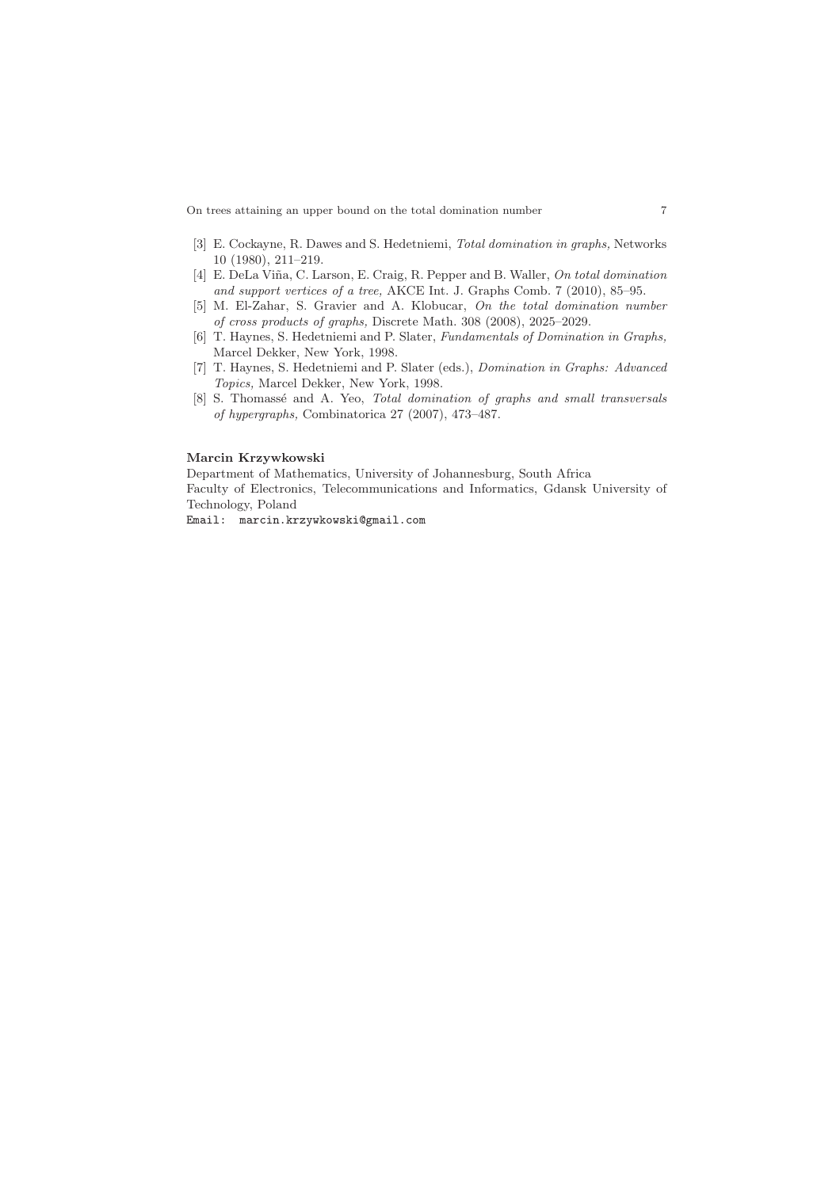[3] E. Cockayne, R. Dawes and S. Hedetniemi, *Total domination in graphs,* Networks 10 (1980), 211–219.

[4] E. DeLa Viña, C. Larson, E. Craig, R. Pepper and B. Waller, *On total domination and support vertices of a tree,* AKCE Int. J. Graphs Comb. 7 (2010), 85–95.

[5] M. El-Zahar, S. Gravier and A. Klobucar, *On the total domination number of cross products of graphs,* Discrete Math. 308 (2008), 2025–2029.

[6] T. Haynes, S. Hedetniemi and P. Slater, *Fundamentals of Domination in Graphs,* Marcel Dekker, New York, 1998.

[7] T. Haynes, S. Hedetniemi and P. Slater (eds.), *Domination in Graphs: Advanced Topics,* Marcel Dekker, New York, 1998.

[8] S. Thomassé and A. Yeo, *Total domination of graphs and small transversals of hypergraphs,* Combinatorica 27 (2007), 473–487.

**Marcin Krzywkowski**

Department of Mathematics, University of Johannesburg, South Africa

Faculty of Electronics, Telecommunications and Informatics, Gdansk University of Technology, Poland

Email: marcin.krzywkowski@gmail.com